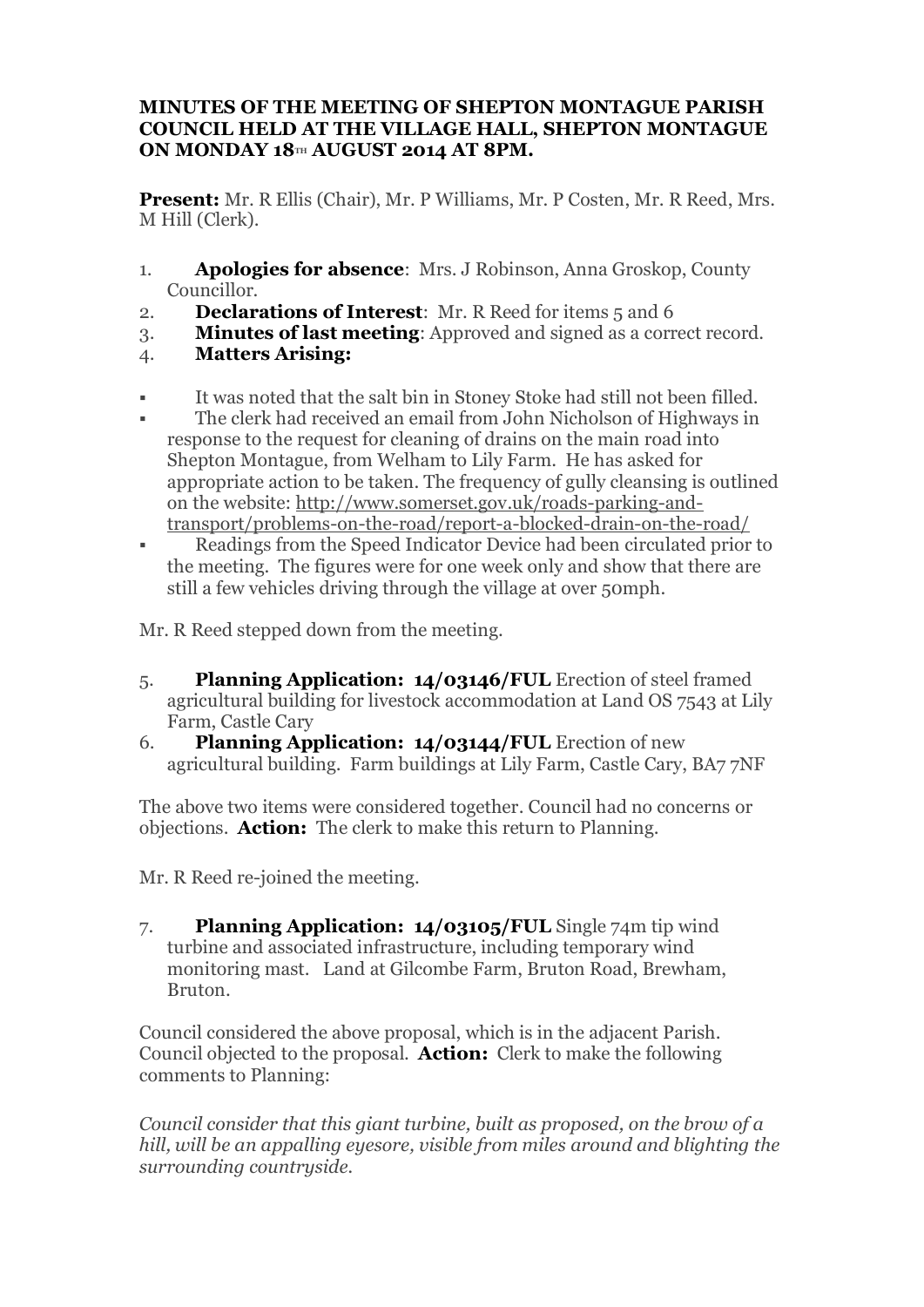**MINUTES OF THE MEETING OF SHEPTON MONTAGUE PARISH COUNCIL HELD AT THE VILLAGE HALL, SHEPTON MONTAGUE ON MONDAY 18TH AUGUST 2014 AT 8PM.**

**Present:** Mr. R Ellis (Chair), Mr. P Williams, Mr. P Costen, Mr. R Reed, Mrs. M Hill (Clerk).

1. **Apologies for absence**: Mrs. J Robinson, Anna Groskop, County Councillor.
2. **Declarations of Interest**: Mr. R Reed for items 5 and 6
3. **Minutes of last meeting**: Approved and signed as a correct record.
4. **Matters Arising:**

- It was noted that the salt bin in Stoney Stoke had still not been filled.
- The clerk had received an email from John Nicholson of Highways in response to the request for cleaning of drains on the main road into Shepton Montague, from Welham to Lily Farm. He has asked for appropriate action to be taken. The frequency of gully cleansing is outlined on the website: http://www.somerset.gov.uk/roads-parking-and-transport/problems-on-the-road/report-a-blocked-drain-on-the-road/
- Readings from the Speed Indicator Device had been circulated prior to the meeting. The figures were for one week only and show that there are still a few vehicles driving through the village at over 50mph.

Mr. R Reed stepped down from the meeting.

5. **Planning Application: 14/03146/FUL** Erection of steel framed agricultural building for livestock accommodation at Land OS 7543 at Lily Farm, Castle Cary
6. **Planning Application: 14/03144/FUL** Erection of new agricultural building. Farm buildings at Lily Farm, Castle Cary, BA7 7NF

The above two items were considered together. Council had no concerns or objections. **Action:** The clerk to make this return to Planning.

Mr. R Reed re-joined the meeting.

7. **Planning Application: 14/03105/FUL** Single 74m tip wind turbine and associated infrastructure, including temporary wind monitoring mast. Land at Gilcombe Farm, Bruton Road, Brewham, Bruton.

Council considered the above proposal, which is in the adjacent Parish. Council objected to the proposal. **Action:** Clerk to make the following comments to Planning:

*Council consider that this giant turbine, built as proposed, on the brow of a hill, will be an appalling eyesore, visible from miles around and blighting the surrounding countryside.*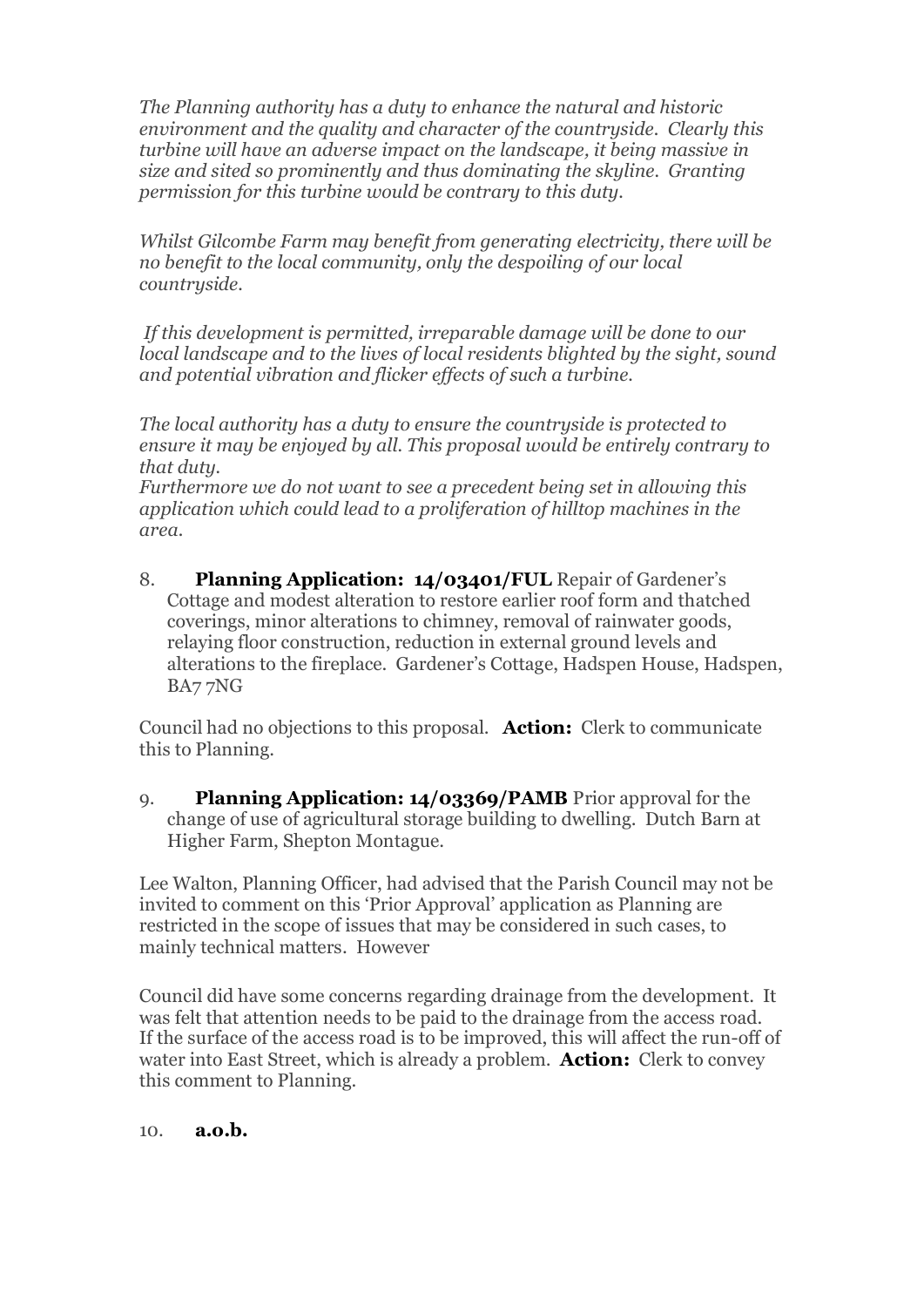*The Planning authority has a duty to enhance the natural and historic environment and the quality and character of the countryside. Clearly this turbine will have an adverse impact on the landscape, it being massive in size and sited so prominently and thus dominating the skyline. Granting permission for this turbine would be contrary to this duty.*

*Whilst Gilcombe Farm may benefit from generating electricity, there will be no benefit to the local community, only the despoiling of our local countryside.*

*If this development is permitted, irreparable damage will be done to our local landscape and to the lives of local residents blighted by the sight, sound and potential vibration and flicker effects of such a turbine.*

*The local authority has a duty to ensure the countryside is protected to ensure it may be enjoyed by all. This proposal would be entirely contrary to that duty.*
*Furthermore we do not want to see a precedent being set in allowing this application which could lead to a proliferation of hilltop machines in the area.*

8. **Planning Application: 14/03401/FUL** Repair of Gardener's Cottage and modest alteration to restore earlier roof form and thatched coverings, minor alterations to chimney, removal of rainwater goods, relaying floor construction, reduction in external ground levels and alterations to the fireplace. Gardener's Cottage, Hadspen House, Hadspen, BA7 7NG

Council had no objections to this proposal. **Action:** Clerk to communicate this to Planning.

9. **Planning Application: 14/03369/PAMB** Prior approval for the change of use of agricultural storage building to dwelling. Dutch Barn at Higher Farm, Shepton Montague.

Lee Walton, Planning Officer, had advised that the Parish Council may not be invited to comment on this 'Prior Approval' application as Planning are restricted in the scope of issues that may be considered in such cases, to mainly technical matters. However

Council did have some concerns regarding drainage from the development. It was felt that attention needs to be paid to the drainage from the access road. If the surface of the access road is to be improved, this will affect the run-off of water into East Street, which is already a problem. **Action:** Clerk to convey this comment to Planning.

10. **a.o.b.**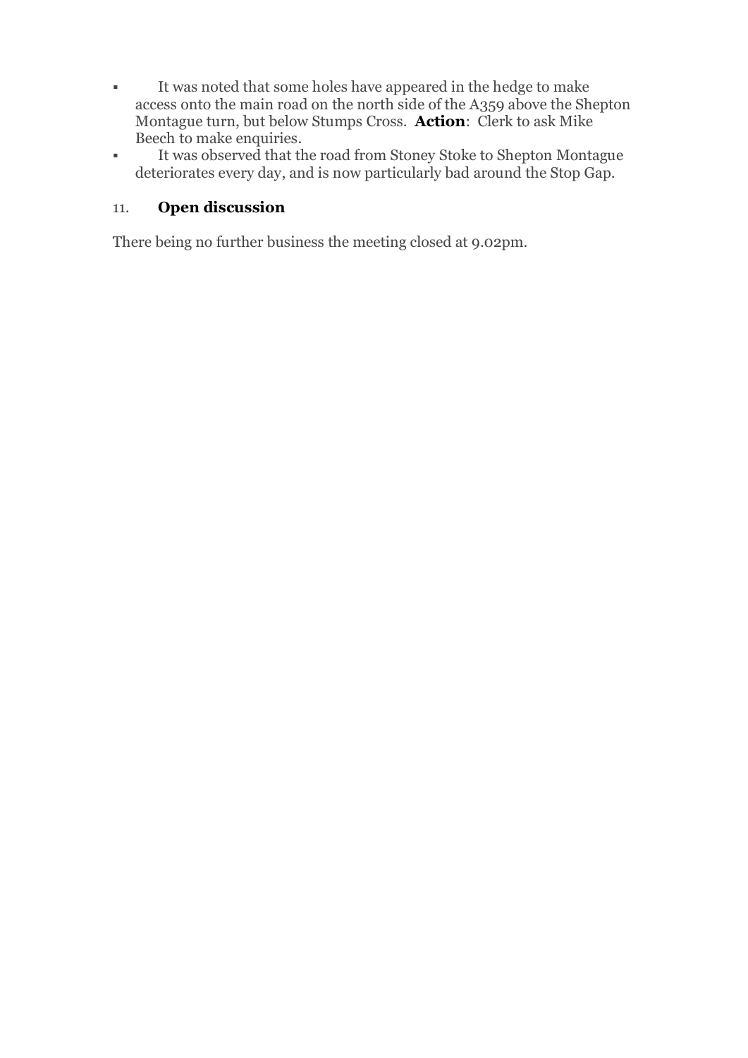- It was noted that some holes have appeared in the hedge to make access onto the main road on the north side of the A359 above the Shepton Montague turn, but below Stumps Cross. **Action**: Clerk to ask Mike Beech to make enquiries.
- It was observed that the road from Stoney Stoke to Shepton Montague deteriorates every day, and is now particularly bad around the Stop Gap.

## 11. Open discussion

There being no further business the meeting closed at 9.02pm.